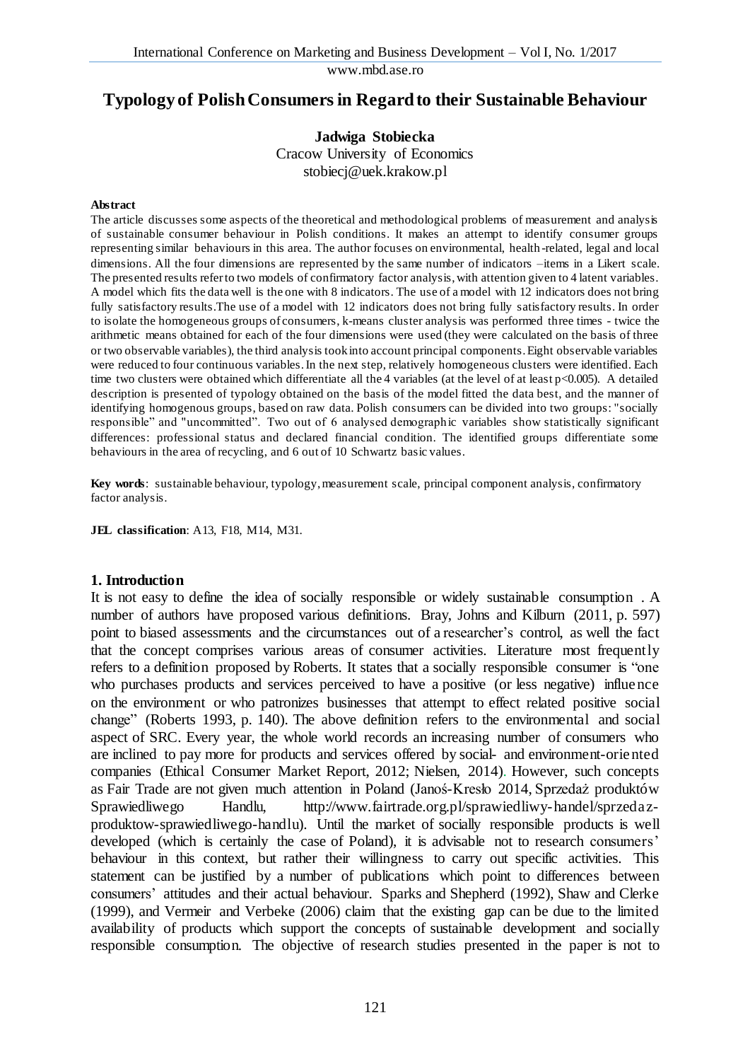# Typology of Polish Consumers in Regard to their Sustainable Behaviour

**Jadwiga Stobiecka**
Cracow University of Economics
stobiecj@uek.krakow.pl

#### Abstract

The article discusses some aspects of the theoretical and methodological problems of measurement and analysis of sustainable consumer behaviour in Polish conditions. It makes an attempt to identify consumer groups representing similar behaviours in this area. The author focuses on environmental, health-related, legal and local dimensions. All the four dimensions are represented by the same number of indicators –items in a Likert scale. The presented results refer to two models of confirmatory factor analysis, with attention given to 4 latent variables. A model which fits the data well is the one with 8 indicators. The use of a model with 12 indicators does not bring fully satisfactory results.The use of a model with 12 indicators does not bring fully satisfactory results. In order to isolate the homogeneous groups of consumers, k-means cluster analysis was performed three times - twice the arithmetic means obtained for each of the four dimensions were used (they were calculated on the basis of three or two observable variables), the third analysis took into account principal components. Eight observable variables were reduced to four continuous variables. In the next step, relatively homogeneous clusters were identified. Each time two clusters were obtained which differentiate all the 4 variables (at the level of at least $p<0.005$). A detailed description is presented of typology obtained on the basis of the model fitted the data best, and the manner of identifying homogenous groups, based on raw data. Polish consumers can be divided into two groups: "socially responsible" and "uncommitted". Two out of 6 analysed demographic variables show statistically significant differences: professional status and declared financial condition. The identified groups differentiate some behaviours in the area of recycling, and 6 out of 10 Schwartz basic values.

**Key words**: sustainable behaviour, typology, measurement scale, principal component analysis, confirmatory factor analysis.

**JEL classification**: A13, F18, M14, M31.

## 1. Introduction

It is not easy to define the idea of socially responsible or widely sustainable consumption . A number of authors have proposed various definitions. Bray, Johns and Kilburn (2011, p. 597) point to biased assessments and the circumstances out of a researcher's control, as well the fact that the concept comprises various areas of consumer activities. Literature most frequently refers to a definition proposed by Roberts. It states that a socially responsible consumer is "one who purchases products and services perceived to have a positive (or less negative) influence on the environment or who patronizes businesses that attempt to effect related positive social change" (Roberts 1993, p. 140). The above definition refers to the environmental and social aspect of SRC. Every year, the whole world records an increasing number of consumers who are inclined to pay more for products and services offered by social- and environment-oriented companies (Ethical Consumer Market Report, 2012; Nielsen, 2014). However, such concepts as Fair Trade are not given much attention in Poland (Janoś-Kresło 2014, Sprzedaż produktów Sprawiedliwego Handlu, http://www.fairtrade.org.pl/sprawiedliwy-handel/sprzedaz-produktow-sprawiedliwego-handlu). Until the market of socially responsible products is well developed (which is certainly the case of Poland), it is advisable not to research consumers' behaviour in this context, but rather their willingness to carry out specific activities. This statement can be justified by a number of publications which point to differences between consumers' attitudes and their actual behaviour. Sparks and Shepherd (1992), Shaw and Clerke (1999), and Vermeir and Verbeke (2006) claim that the existing gap can be due to the limited availability of products which support the concepts of sustainable development and socially responsible consumption. The objective of research studies presented in the paper is not to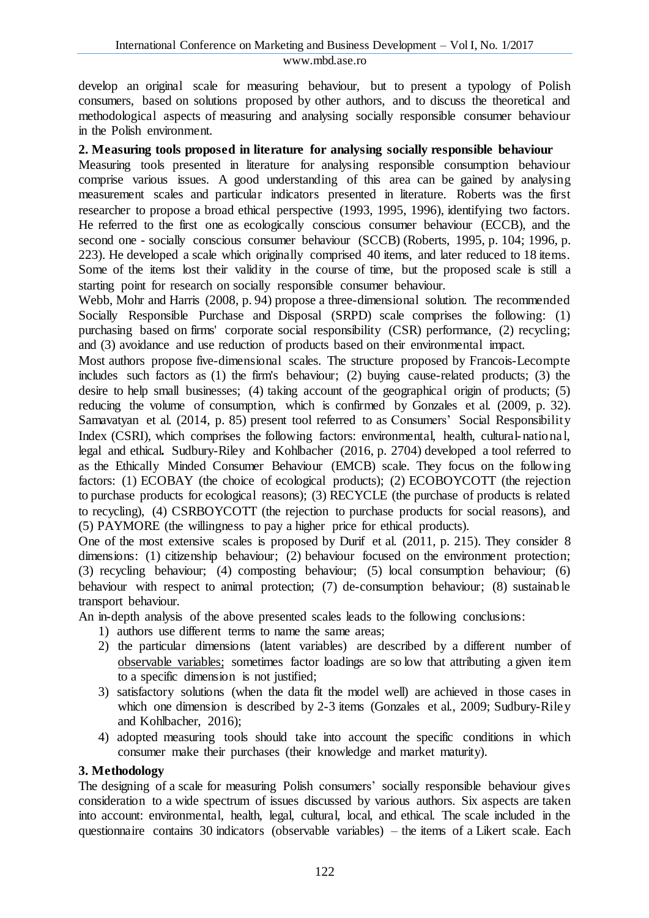develop an original scale for measuring behaviour, but to present a typology of Polish consumers, based on solutions proposed by other authors, and to discuss the theoretical and methodological aspects of measuring and analysing socially responsible consumer behaviour in the Polish environment.

## 2. Measuring tools proposed in literature for analysing socially responsible behaviour

Measuring tools presented in literature for analysing responsible consumption behaviour comprise various issues. A good understanding of this area can be gained by analysing measurement scales and particular indicators presented in literature. Roberts was the first researcher to propose a broad ethical perspective (1993, 1995, 1996), identifying two factors. He referred to the first one as ecologically conscious consumer behaviour (ECCB), and the second one - socially conscious consumer behaviour (SCCB) (Roberts, 1995, p. 104; 1996, p. 223). He developed a scale which originally comprised 40 items, and later reduced to 18 items. Some of the items lost their validity in the course of time, but the proposed scale is still a starting point for research on socially responsible consumer behaviour.

Webb, Mohr and Harris (2008, p. 94) propose a three-dimensional solution. The recommended Socially Responsible Purchase and Disposal (SRPD) scale comprises the following: (1) purchasing based on firms' corporate social responsibility (CSR) performance, (2) recycling; and (3) avoidance and use reduction of products based on their environmental impact.

Most authors propose five-dimensional scales. The structure proposed by Francois-Lecompte includes such factors as (1) the firm's behaviour; (2) buying cause-related products; (3) the desire to help small businesses; (4) taking account of the geographical origin of products; (5) reducing the volume of consumption, which is confirmed by Gonzales et al. (2009, p. 32). Samavatyan et al. (2014, p. 85) present tool referred to as Consumers' Social Responsibility Index (CSRI), which comprises the following factors: environmental, health, cultural-national, legal and ethical**.** Sudbury-Riley and Kohlbacher (2016, p. 2704) developed a tool referred to as the Ethically Minded Consumer Behaviour (EMCB) scale. They focus on the following factors: (1) ECOBAY (the choice of ecological products); (2) ECOBOYCOTT (the rejection to purchase products for ecological reasons); (3) RECYCLE (the purchase of products is related to recycling), (4) CSRBOYCOTT (the rejection to purchase products for social reasons), and (5) PAYMORE (the willingness to pay a higher price for ethical products).

One of the most extensive scales is proposed by Durif et al. (2011, p. 215). They consider 8 dimensions: (1) citizenship behaviour; (2) behaviour focused on the environment protection; (3) recycling behaviour; (4) composting behaviour; (5) local consumption behaviour; (6) behaviour with respect to animal protection; (7) de-consumption behaviour; (8) sustainable transport behaviour.

An in-depth analysis of the above presented scales leads to the following conclusions:

1) authors use different terms to name the same areas;
2) the particular dimensions (latent variables) are described by a different number of observable variables; sometimes factor loadings are so low that attributing a given item to a specific dimension is not justified;
3) satisfactory solutions (when the data fit the model well) are achieved in those cases in which one dimension is described by 2-3 items (Gonzales et al., 2009; Sudbury-Riley and Kohlbacher, 2016);
4) adopted measuring tools should take into account the specific conditions in which consumer make their purchases (their knowledge and market maturity).

## 3. Methodology

The designing of a scale for measuring Polish consumers' socially responsible behaviour gives consideration to a wide spectrum of issues discussed by various authors. Six aspects are taken into account: environmental, health, legal, cultural, local, and ethical. The scale included in the questionnaire contains 30 indicators (observable variables) – the items of a Likert scale. Each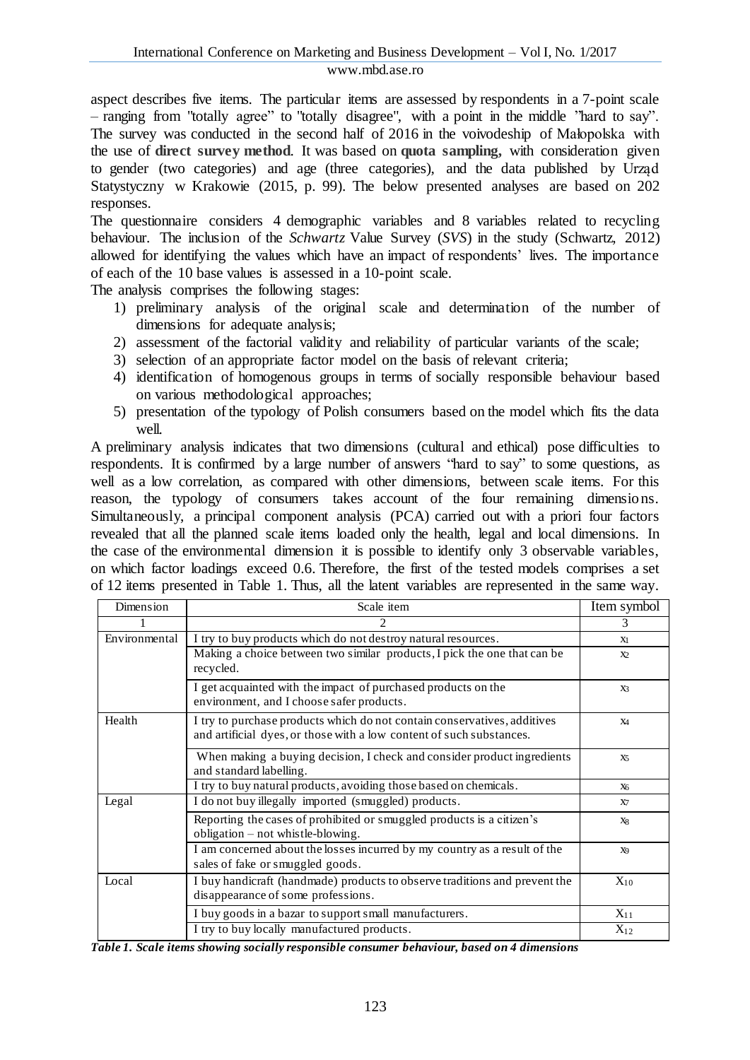aspect describes five items. The particular items are assessed by respondents in a 7-point scale – ranging from "totally agree" to "totally disagree", with a point in the middle "hard to say". The survey was conducted in the second half of 2016 in the voivodeship of Małopolska with the use of **direct survey method**. It was based on **quota sampling**, with consideration given to gender (two categories) and age (three categories), and the data published by Urząd Statystyczny w Krakowie (2015, p. 99). The below presented analyses are based on 202 responses.

The questionnaire considers 4 demographic variables and 8 variables related to recycling behaviour. The inclusion of the *Schwartz* Value Survey (*SVS*) in the study (Schwartz, 2012) allowed for identifying the values which have an impact of respondents' lives. The importance of each of the 10 base values is assessed in a 10-point scale.

The analysis comprises the following stages:

1) preliminary analysis of the original scale and determination of the number of dimensions for adequate analysis;
2) assessment of the factorial validity and reliability of particular variants of the scale;
3) selection of an appropriate factor model on the basis of relevant criteria;
4) identification of homogenous groups in terms of socially responsible behaviour based on various methodological approaches;
5) presentation of the typology of Polish consumers based on the model which fits the data well.

A preliminary analysis indicates that two dimensions (cultural and ethical) pose difficulties to respondents. It is confirmed by a large number of answers "hard to say" to some questions, as well as a low correlation, as compared with other dimensions, between scale items. For this reason, the typology of consumers takes account of the four remaining dimensions. Simultaneously, a principal component analysis (PCA) carried out with a priori four factors revealed that all the planned scale items loaded only the health, legal and local dimensions. In the case of the environmental dimension it is possible to identify only 3 observable variables, on which factor loadings exceed 0.6. Therefore, the first of the tested models comprises a set of 12 items presented in Table 1. Thus, all the latent variables are represented in the same way.

| Dimension | Scale item | Item symbol |
|---|---|---|
| 1 | 2 | 3 |
| Environmental | I try to buy products which do not destroy natural resources. | $x_1$ |
| | Making a choice between two similar products, I pick the one that can be recycled. | $x_2$ |
| | I get acquainted with the impact of purchased products on the environment, and I choose safer products. | $x_3$ |
| Health | I try to purchase products which do not contain conservatives, additives and artificial dyes, or those with a low content of such substances. | $x_4$ |
| | When making a buying decision, I check and consider product ingredients and standard labelling. | $x_5$ |
| | I try to buy natural products, avoiding those based on chemicals. | $x_6$ |
| Legal | I do not buy illegally imported (smuggled) products. | $x_7$ |
| | Reporting the cases of prohibited or smuggled products is a citizen's obligation – not whistle-blowing. | $x_8$ |
| | I am concerned about the losses incurred by my country as a result of the sales of fake or smuggled goods. | $x_9$ |
| Local | I buy handicraft (handmade) products to observe traditions and prevent the disappearance of some professions. | $X_{10}$ |
| | I buy goods in a bazar to support small manufacturers. | $X_{11}$ |
| | I try to buy locally manufactured products. | $X_{12}$ |

***Table 1. Scale items showing socially responsible consumer behaviour, based on 4 dimensions***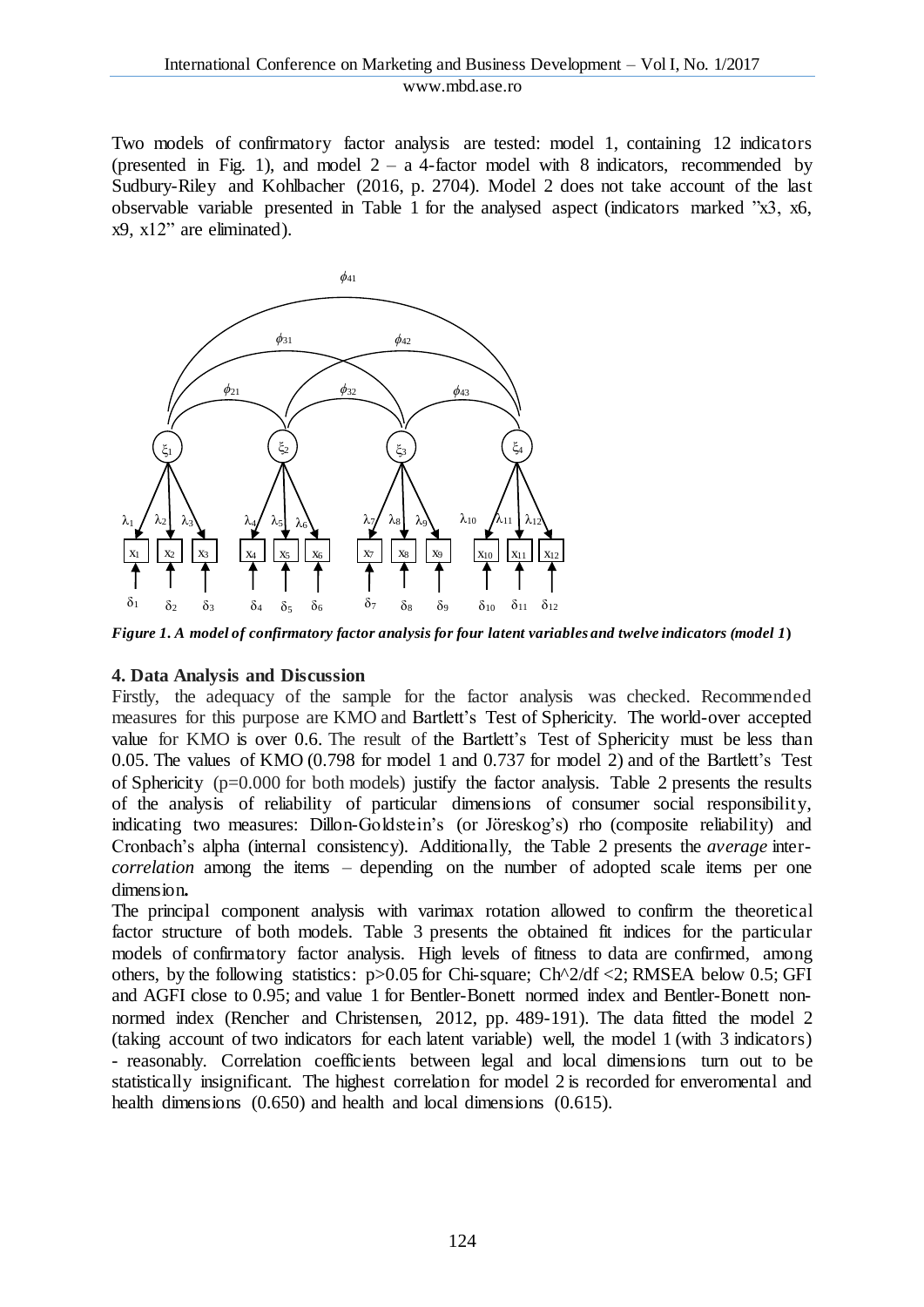Two models of confirmatory factor analysis are tested: model 1, containing 12 indicators (presented in Fig. 1), and model 2 – a 4-factor model with 8 indicators, recommended by Sudbury-Riley and Kohlbacher (2016, p. 2704). Model 2 does not take account of the last observable variable presented in Table 1 for the analysed aspect (indicators marked "x3, x6, x9, x12" are eliminated).

***Figure 1. A model of confirmatory factor analysis for four latent variables and twelve indicators (model 1)***

## 4. Data Analysis and Discussion

Firstly, the adequacy of the sample for the factor analysis was checked. Recommended measures for this purpose are KMO and Bartlett's Test of Sphericity. The world-over accepted value for KMO is over 0.6. The result of the Bartlett's Test of Sphericity must be less than 0.05. The values of KMO (0.798 for model 1 and 0.737 for model 2) and of the Bartlett's Test of Sphericity (p=0.000 for both models) justify the factor analysis. Table 2 presents the results of the analysis of reliability of particular dimensions of consumer social responsibility, indicating two measures: Dillon-Goldstein's (or Jöreskog's) rho (composite reliability) and Cronbach's alpha (internal consistency). Additionally, the Table 2 presents the *average inter-correlation* among the items – depending on the number of adopted scale items per one dimension**.**

The principal component analysis with varimax rotation allowed to confirm the theoretical factor structure of both models. Table 3 presents the obtained fit indices for the particular models of confirmatory factor analysis. High levels of fitness to data are confirmed, among others, by the following statistics: p>0.05 for Chi-square; Ch^2/df <2; RMSEA below 0.5; GFI and AGFI close to 0.95; and value 1 for Bentler-Bonett normed index and Bentler-Bonett non-normed index (Rencher and Christensen, 2012, pp. 489-191). The data fitted the model 2 (taking account of two indicators for each latent variable) well, the model 1 (with 3 indicators) - reasonably. Correlation coefficients between legal and local dimensions turn out to be statistically insignificant. The highest correlation for model 2 is recorded for enveromental and health dimensions (0.650) and health and local dimensions (0.615).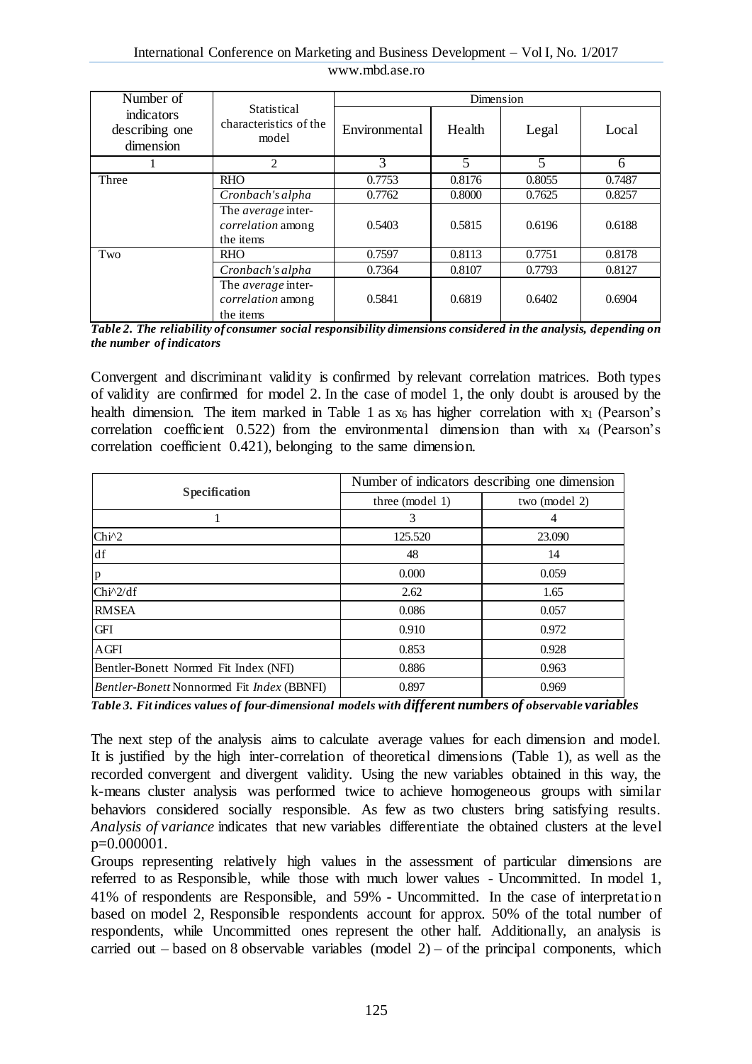| Number of indicators describing one dimension | Statistical characteristics of the model | Dimension | | | |
|---|---|---|---|---|---|
| | | Environmental | Health | Legal | Local |
| 1 | 2 | 3 | 5 | 5 | 6 |
| Three | RHO | 0.7753 | 0.8176 | 0.8055 | 0.7487 |
| | *Cronbach's alpha* | 0.7762 | 0.8000 | 0.7625 | 0.8257 |
| | The *average* inter-*correlation* among the items | 0.5403 | 0.5815 | 0.6196 | 0.6188 |
| Two | RHO | 0.7597 | 0.8113 | 0.7751 | 0.8178 |
| | *Cronbach's alpha* | 0.7364 | 0.8107 | 0.7793 | 0.8127 |
| | The *average* inter-*correlation* among the items | 0.5841 | 0.6819 | 0.6402 | 0.6904 |

***Table 2. The reliability of consumer social responsibility dimensions considered in the analysis, depending on the number of indicators***

Convergent and discriminant validity is confirmed by relevant correlation matrices. Both types of validity are confirmed for model 2. In the case of model 1, the only doubt is aroused by the health dimension. The item marked in Table 1 as $x_6$ has higher correlation with $x_1$ (Pearson's correlation coefficient 0.522) from the environmental dimension than with $x_4$ (Pearson's correlation coefficient 0.421), belonging to the same dimension.

| **Specification** | Number of indicators describing one dimension | |
|---|---|---|
| | three (model 1) | two (model 2) |
| 1 | 3 | 4 |
| Chi^2 | 125.520 | 23.090 |
| df | 48 | 14 |
| p | 0.000 | 0.059 |
| Chi^2/df | 2.62 | 1.65 |
| RMSEA | 0.086 | 0.057 |
| GFI | 0.910 | 0.972 |
| AGFI | 0.853 | 0.928 |
| Bentler-Bonett Normed Fit Index (NFI) | 0.886 | 0.963 |
| *Bentler-Bonett* Nonnormed Fit *Index* (BBNFI) | 0.897 | 0.969 |

***Table 3. Fit indices values of four-dimensional models with different numbers of observable variables***

The next step of the analysis aims to calculate average values for each dimension and model. It is justified by the high inter-correlation of theoretical dimensions (Table 1), as well as the recorded convergent and divergent validity. Using the new variables obtained in this way, the k-means cluster analysis was performed twice to achieve homogeneous groups with similar behaviors considered socially responsible. As few as two clusters bring satisfying results. *Analysis of variance* indicates that new variables differentiate the obtained clusters at the level p=0.000001.

Groups representing relatively high values in the assessment of particular dimensions are referred to as Responsible, while those with much lower values - Uncommitted. In model 1, 41% of respondents are Responsible, and 59% - Uncommitted. In the case of interpretation based on model 2, Responsible respondents account for approx. 50% of the total number of respondents, while Uncommitted ones represent the other half. Additionally, an analysis is carried out – based on 8 observable variables (model 2) – of the principal components, which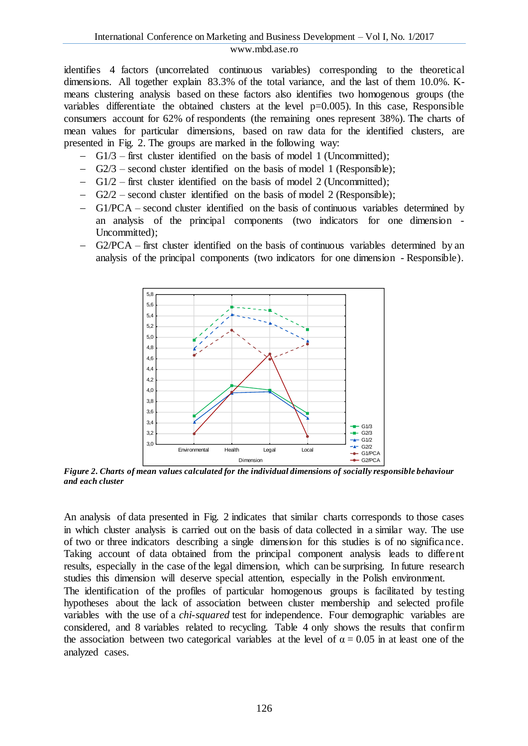identifies 4 factors (uncorrelated continuous variables) corresponding to the theoretical dimensions. All together explain 83.3% of the total variance, and the last of them 10.0%. K-means clustering analysis based on these factors also identifies two homogenous groups (the variables differentiate the obtained clusters at the level p=0.005). In this case, Responsible consumers account for 62% of respondents (the remaining ones represent 38%). The charts of mean values for particular dimensions, based on raw data for the identified clusters, are presented in Fig. 2. The groups are marked in the following way:

- G1/3 – first cluster identified on the basis of model 1 (Uncommitted);
- G2/3 – second cluster identified on the basis of model 1 (Responsible);
- G1/2 – first cluster identified on the basis of model 2 (Uncommitted);
- G2/2 – second cluster identified on the basis of model 2 (Responsible);
- G1/PCA – second cluster identified on the basis of continuous variables determined by an analysis of the principal components (two indicators for one dimension - Uncommitted);
- G2/PCA – first cluster identified on the basis of continuous variables determined by an analysis of the principal components (two indicators for one dimension - Responsible).

***Figure 2. Charts of mean values calculated for the individual dimensions of socially responsible behaviour and each cluster***

An analysis of data presented in Fig. 2 indicates that similar charts corresponds to those cases in which cluster analysis is carried out on the basis of data collected in a similar way. The use of two or three indicators describing a single dimension for this studies is of no significance. Taking account of data obtained from the principal component analysis leads to different results, especially in the case of the legal dimension, which can be surprising. In future research studies this dimension will deserve special attention, especially in the Polish environment.

The identification of the profiles of particular homogenous groups is facilitated by testing hypotheses about the lack of association between cluster membership and selected profile variables with the use of a *chi-squared* test for independence. Four demographic variables are considered, and 8 variables related to recycling. Table 4 only shows the results that confirm the association between two categorical variables at the level of $\alpha = 0.05$ in at least one of the analyzed cases.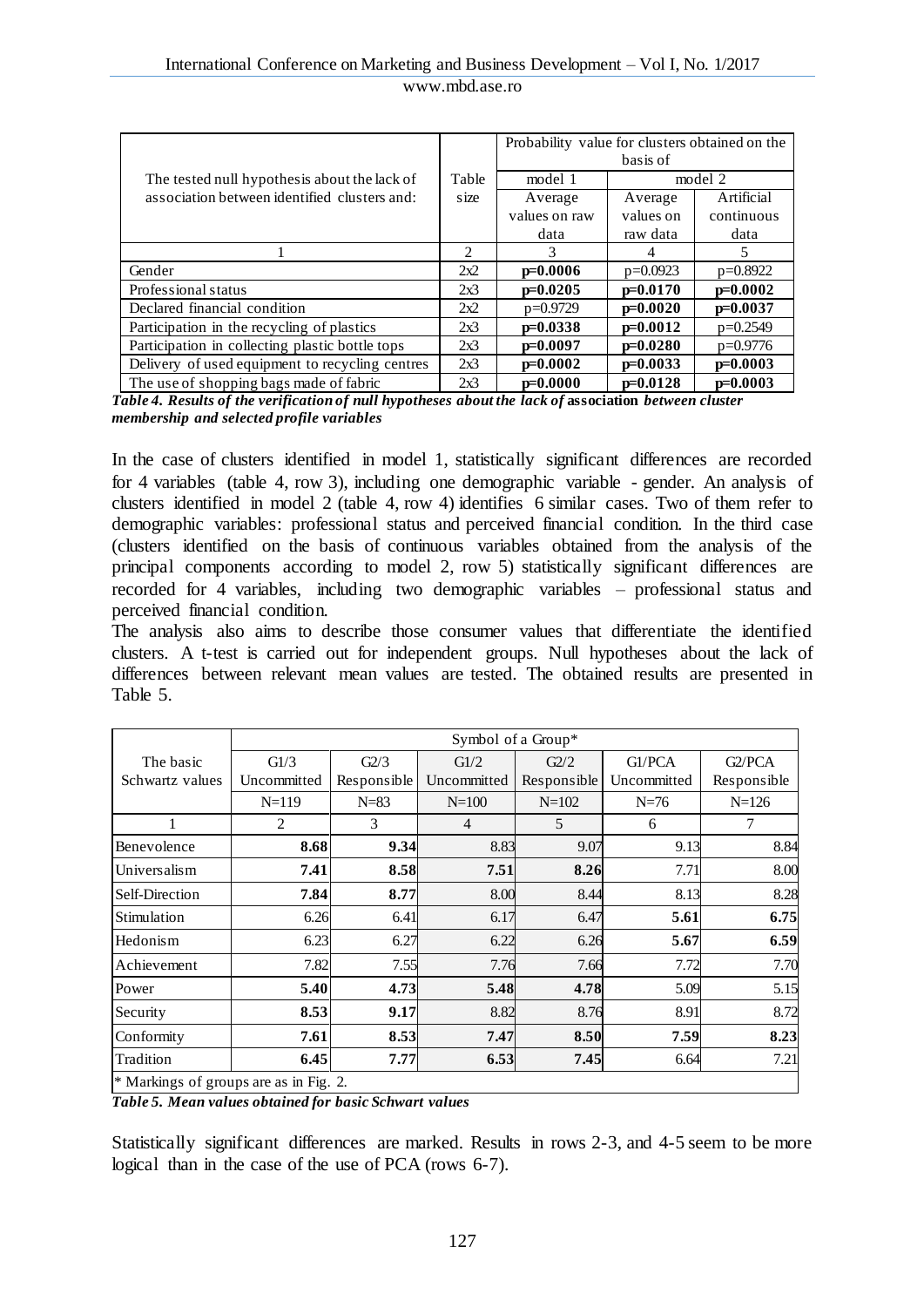| The tested null hypothesis about the lack of association between identified clusters and: | Table size | Probability value for clusters obtained on the basis of | | |
|---|---|---|---|---|
| | | model 1 | model 2 | |
| | | Average values on raw data | Average values on raw data | Artificial continuous data |
| 1 | 2 | 3 | 4 | 5 |
| Gender | 2x2 | **p=0.0006** | p=0.0923 | p=0.8922 |
| Professional status | 2x3 | **p=0.0205** | **p=0.0170** | **p=0.0002** |
| Declared financial condition | 2x2 | p=0.9729 | **p=0.0020** | **p=0.0037** |
| Participation in the recycling of plastics | 2x3 | **p=0.0338** | **p=0.0012** | p=0.2549 |
| Participation in collecting plastic bottle tops | 2x3 | **p=0.0097** | **p=0.0280** | p=0.9776 |
| Delivery of used equipment to recycling centres | 2x3 | **p=0.0002** | **p=0.0033** | **p=0.0003** |
| The use of shopping bags made of fabric | 2x3 | **p=0.0000** | **p=0.0128** | **p=0.0003** |

***Table 4. Results of the verification of null hypotheses about the lack of* association *between cluster membership and selected profile variables***

In the case of clusters identified in model 1, statistically significant differences are recorded for 4 variables (table 4, row 3), including one demographic variable - gender. An analysis of clusters identified in model 2 (table 4, row 4) identifies 6 similar cases. Two of them refer to demographic variables: professional status and perceived financial condition. In the third case (clusters identified on the basis of continuous variables obtained from the analysis of the principal components according to model 2, row 5) statistically significant differences are recorded for 4 variables, including two demographic variables – professional status and perceived financial condition.

The analysis also aims to describe those consumer values that differentiate the identified clusters. A t-test is carried out for independent groups. Null hypotheses about the lack of differences between relevant mean values are tested. The obtained results are presented in Table 5.

| The basic Schwartz values | Symbol of a Group* | | | | | |
|---|---|---|---|---|---|---|
| | G1/3 Uncommitted | G2/3 Responsible | G1/2 Uncommitted | G2/2 Responsible | G1/PCA Uncommitted | G2/PCA Responsible |
| | N=119 | N=83 | N=100 | N=102 | N=76 | N=126 |
| 1 | 2 | 3 | 4 | 5 | 6 | 7 |
| Benevolence | **8.68** | **9.34** | 8.83 | 9.07 | 9.13 | 8.84 |
| Universalism | **7.41** | **8.58** | **7.51** | **8.26** | 7.71 | 8.00 |
| Self-Direction | **7.84** | **8.77** | 8.00 | 8.44 | 8.13 | 8.28 |
| Stimulation | 6.26 | 6.41 | 6.17 | 6.47 | **5.61** | **6.75** |
| Hedonism | 6.23 | 6.27 | 6.22 | 6.26 | **5.67** | **6.59** |
| Achievement | 7.82 | 7.55 | 7.76 | 7.66 | 7.72 | 7.70 |
| Power | **5.40** | **4.73** | **5.48** | **4.78** | 5.09 | 5.15 |
| Security | **8.53** | **9.17** | 8.82 | 8.76 | 8.91 | 8.72 |
| Conformity | **7.61** | **8.53** | **7.47** | **8.50** | **7.59** | **8.23** |
| Tradition | **6.45** | **7.77** | **6.53** | **7.45** | 6.64 | 7.21 |
| * Markings of groups are as in Fig. 2. | | | | | | |

***Table 5. Mean values obtained for basic Schwart values***

Statistically significant differences are marked. Results in rows 2-3, and 4-5 seem to be more logical than in the case of the use of PCA (rows 6-7).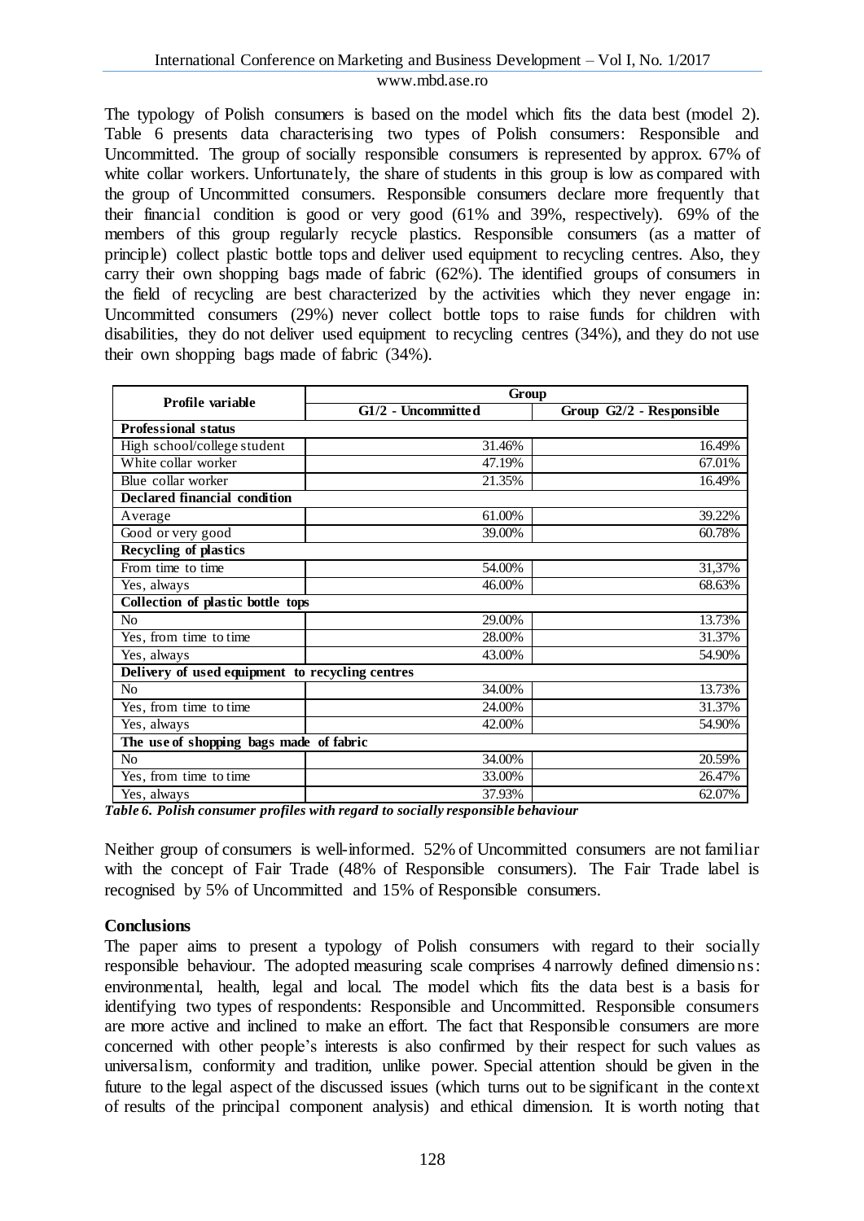The typology of Polish consumers is based on the model which fits the data best (model 2). Table 6 presents data characterising two types of Polish consumers: Responsible and Uncommitted. The group of socially responsible consumers is represented by approx. 67% of white collar workers. Unfortunately, the share of students in this group is low as compared with the group of Uncommitted consumers. Responsible consumers declare more frequently that their financial condition is good or very good (61% and 39%, respectively). 69% of the members of this group regularly recycle plastics. Responsible consumers (as a matter of principle) collect plastic bottle tops and deliver used equipment to recycling centres. Also, they carry their own shopping bags made of fabric (62%). The identified groups of consumers in the field of recycling are best characterized by the activities which they never engage in: Uncommitted consumers (29%) never collect bottle tops to raise funds for children with disabilities, they do not deliver used equipment to recycling centres (34%), and they do not use their own shopping bags made of fabric (34%).

| Profile variable | Group | |
|---|---|---|
| | G1/2 - Uncommitted | Group G2/2 - Responsible |
| **Professional status** | | |
| High school/college student | 31.46% | 16.49% |
| White collar worker | 47.19% | 67.01% |
| Blue collar worker | 21.35% | 16.49% |
| **Declared financial condition** | | |
| Average | 61.00% | 39.22% |
| Good or very good | 39.00% | 60.78% |
| **Recycling of plastics** | | |
| From time to time | 54.00% | 31,37% |
| Yes, always | 46.00% | 68.63% |
| **Collection of plastic bottle tops** | | |
| No | 29.00% | 13.73% |
| Yes, from time to time | 28.00% | 31.37% |
| Yes, always | 43.00% | 54.90% |
| **Delivery of used equipment to recycling centres** | | |
| No | 34.00% | 13.73% |
| Yes, from time to time | 24.00% | 31.37% |
| Yes, always | 42.00% | 54.90% |
| **The use of shopping bags made of fabric** | | |
| No | 34.00% | 20.59% |
| Yes, from time to time | 33.00% | 26.47% |
| Yes, always | 37.93% | 62.07% |

***Table 6. Polish consumer profiles with regard to socially responsible behaviour***

Neither group of consumers is well-informed. 52% of Uncommitted consumers are not familiar with the concept of Fair Trade (48% of Responsible consumers). The Fair Trade label is recognised by 5% of Uncommitted and 15% of Responsible consumers.

**Conclusions**

The paper aims to present a typology of Polish consumers with regard to their socially responsible behaviour. The adopted measuring scale comprises 4 narrowly defined dimensions: environmental, health, legal and local. The model which fits the data best is a basis for identifying two types of respondents: Responsible and Uncommitted. Responsible consumers are more active and inclined to make an effort. The fact that Responsible consumers are more concerned with other people's interests is also confirmed by their respect for such values as universalism, conformity and tradition, unlike power. Special attention should be given in the future to the legal aspect of the discussed issues (which turns out to be significant in the context of results of the principal component analysis) and ethical dimension. It is worth noting that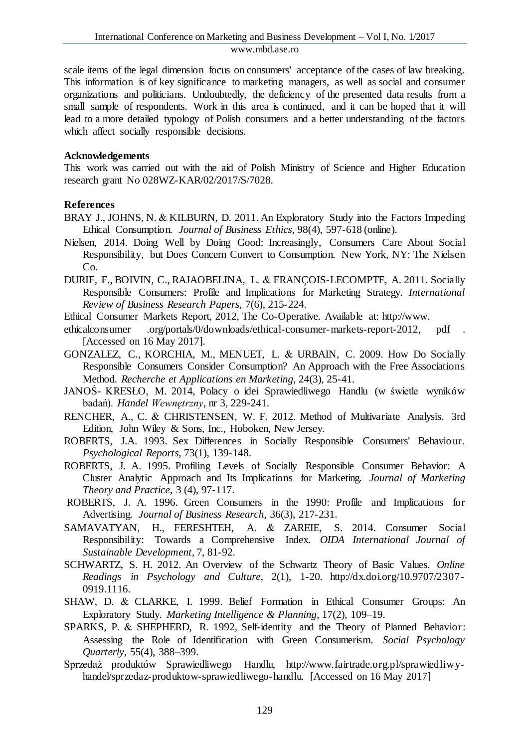scale items of the legal dimension focus on consumers' acceptance of the cases of law breaking. This information is of key significance to marketing managers, as well as social and consumer organizations and politicians. Undoubtedly, the deficiency of the presented data results from a small sample of respondents. Work in this area is continued, and it can be hoped that it will lead to a more detailed typology of Polish consumers and a better understanding of the factors which affect socially responsible decisions.

**Acknowledgements**

This work was carried out with the aid of Polish Ministry of Science and Higher Education research grant No 028WZ-KAR/02/2017/S/7028.

**References**

BRAY J., JOHNS, N. & KILBURN, D. 2011. An Exploratory Study into the Factors Impeding Ethical Consumption. *Journal of Business Ethics*, 98(4), 597-618 (online).

Nielsen, 2014. Doing Well by Doing Good: Increasingly, Consumers Care About Social Responsibility, but Does Concern Convert to Consumption. New York, NY: The Nielsen Co.

DURIF, F., BOIVIN, C., RAJAOBELINA, L. & FRANÇOIS-LECOMPTE, A. 2011. Socially Responsible Consumers: Profile and Implications for Marketing Strategy. *International Review of Business Research Papers*, 7(6), 215-224.

Ethical Consumer Markets Report, 2012, The Co-Operative. Available at: http://www. ethicalconsumer .org/portals/0/downloads/ethical-consumer-markets-report-2012, pdf . [Accessed on 16 May 2017].

GONZALEZ, C., KORCHIA, M., MENUET, L. & URBAIN, C. 2009. How Do Socially Responsible Consumers Consider Consumption? An Approach with the Free Associations Method. *Recherche et Applications en Marketing*, 24(3), 25-41.

JANOŚ- KRESŁO, M. 2014, Polacy o idei Sprawiedliwego Handlu (w świetle wyników badań). *Handel Wewnętrzny*, nr 3, 229-241.

RENCHER, A., C. & CHRISTENSEN, W. F. 2012. Method of Multivariate Analysis. 3rd Edition, John Wiley & Sons, Inc., Hoboken, New Jersey.

ROBERTS, J.A. 1993. Sex Differences in Socially Responsible Consumers' Behaviour. *Psychological Reports*, 73(1), 139-148.

ROBERTS, J. A. 1995. Profiling Levels of Socially Responsible Consumer Behavior: A Cluster Analytic Approach and Its Implications for Marketing. *Journal of Marketing Theory and Practice*, 3 (4), 97-117.

ROBERTS, J. A. 1996. Green Consumers in the 1990: Profile and Implications for Advertising. *Journal of Business Research*, 36(3), 217-231.

SAMAVATYAN, H., FERESHTEH, A. & ZAREIE, S. 2014. Consumer Social Responsibility: Towards a Comprehensive Index. *OIDA International Journal of Sustainable Development*, 7, 81-92.

SCHWARTZ, S. H. 2012. An Overview of the Schwartz Theory of Basic Values. *Online Readings in Psychology and Culture*, 2(1), 1-20. http://dx.doi.org/10.9707/2307-0919.1116.

SHAW, D. & CLARKE, I. 1999. Belief Formation in Ethical Consumer Groups: An Exploratory Study. *Marketing Intelligence & Planning*, 17(2), 109–19.

SPARKS, P. & SHEPHERD, R. 1992, Self-identity and the Theory of Planned Behavior: Assessing the Role of Identification with Green Consumerism. *Social Psychology Quarterly*, 55(4), 388–399.

Sprzedaż produktów Sprawiedliwego Handlu, http://www.fairtrade.org.pl/sprawiedliwy-handel/sprzedaz-produktow-sprawiedliwego-handlu. [Accessed on 16 May 2017]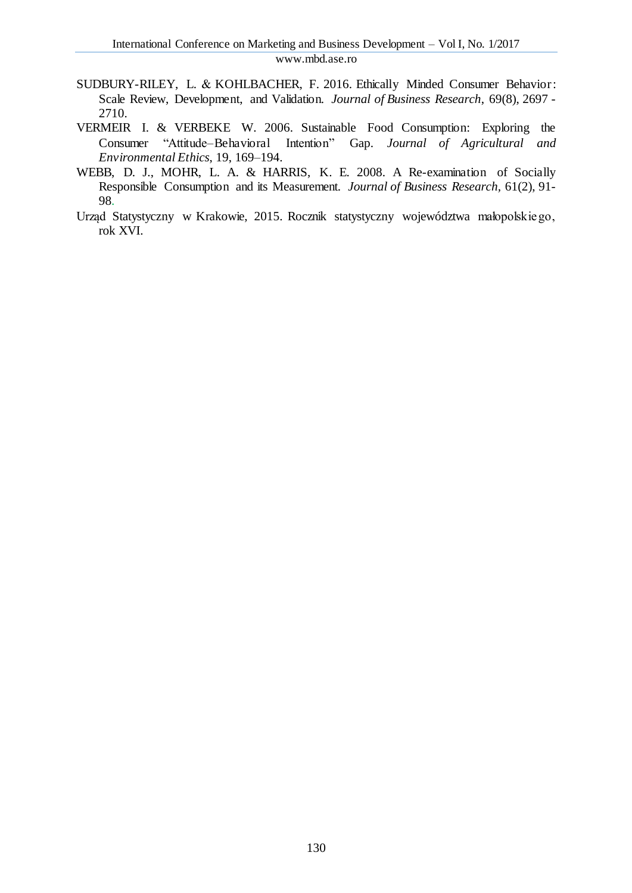SUDBURY-RILEY, L. & KOHLBACHER, F. 2016. Ethically Minded Consumer Behavior: Scale Review, Development, and Validation. *Journal of Business Research*, 69(8), 2697 - 2710.

VERMEIR I. & VERBEKE W. 2006. Sustainable Food Consumption: Exploring the Consumer "Attitude–Behavioral Intention" Gap. *Journal of Agricultural and Environmental Ethics*, 19, 169–194.

WEBB, D. J., MOHR, L. A. & HARRIS, K. E. 2008. A Re-examination of Socially Responsible Consumption and its Measurement. *Journal of Business Research*, 61(2), 91-98.

Urząd Statystyczny w Krakowie, 2015. Rocznik statystyczny województwa małopolskiego, rok XVI.